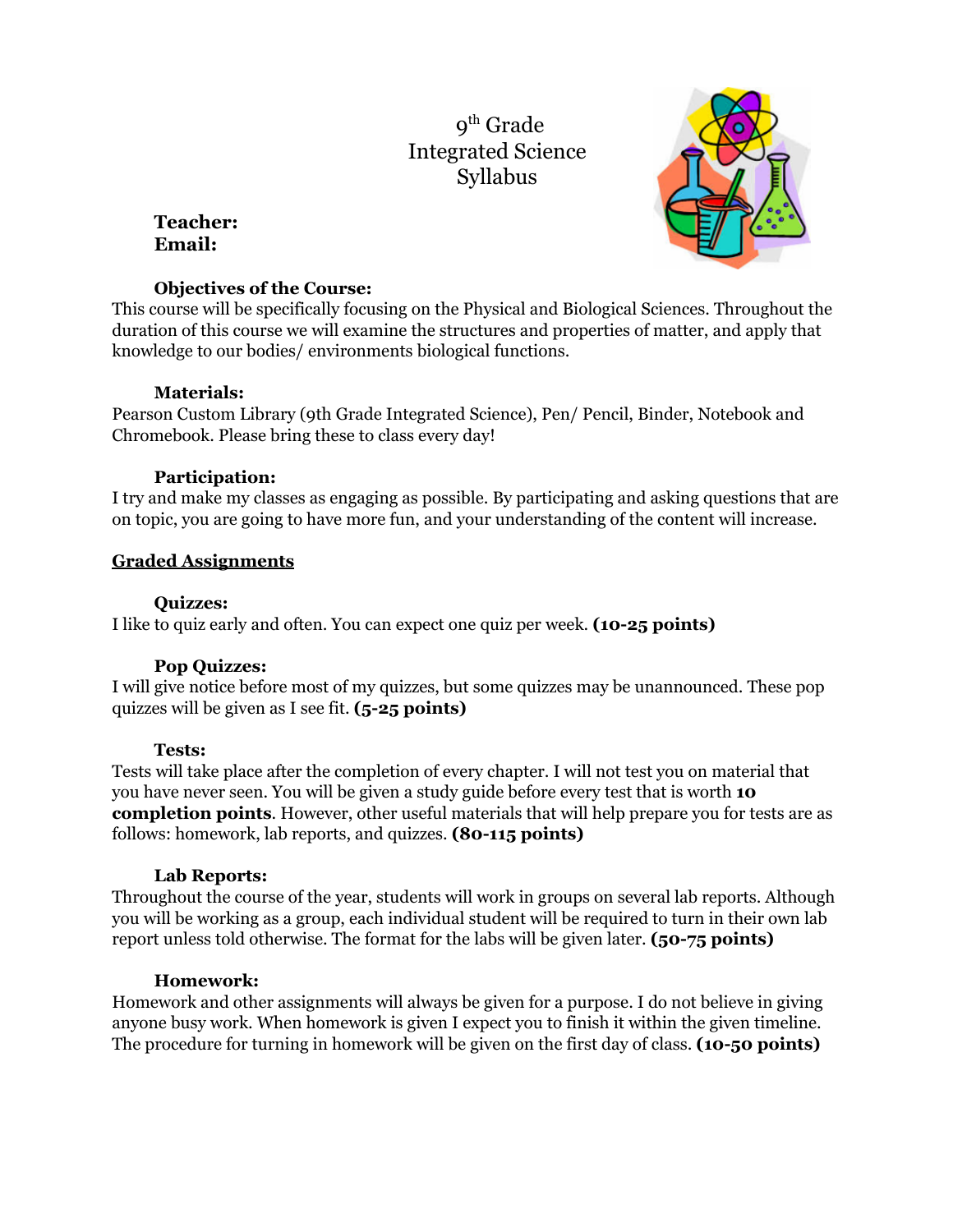# 9th Grade Integrated Science Syllabus

**Teacher:**
**Email:**

### Objectives of the Course:

This course will be specifically focusing on the Physical and Biological Sciences. Throughout the duration of this course we will examine the structures and properties of matter, and apply that knowledge to our bodies/ environments biological functions.

### Materials:

Pearson Custom Library (9th Grade Integrated Science), Pen/ Pencil, Binder, Notebook and Chromebook. Please bring these to class every day!

### Participation:

I try and make my classes as engaging as possible. By participating and asking questions that are on topic, you are going to have more fun, and your understanding of the content will increase.

## Graded Assignments

### Quizzes:

I like to quiz early and often. You can expect one quiz per week. **(10-25 points)**

### Pop Quizzes:

I will give notice before most of my quizzes, but some quizzes may be unannounced. These pop quizzes will be given as I see fit. **(5-25 points)**

### Tests:

Tests will take place after the completion of every chapter. I will not test you on material that you have never seen. You will be given a study guide before every test that is worth **10 completion points**. However, other useful materials that will help prepare you for tests are as follows: homework, lab reports, and quizzes. **(80-115 points)**

### Lab Reports:

Throughout the course of the year, students will work in groups on several lab reports. Although you will be working as a group, each individual student will be required to turn in their own lab report unless told otherwise. The format for the labs will be given later. **(50-75 points)**

### Homework:

Homework and other assignments will always be given for a purpose. I do not believe in giving anyone busy work. When homework is given I expect you to finish it within the given timeline. The procedure for turning in homework will be given on the first day of class. **(10-50 points)**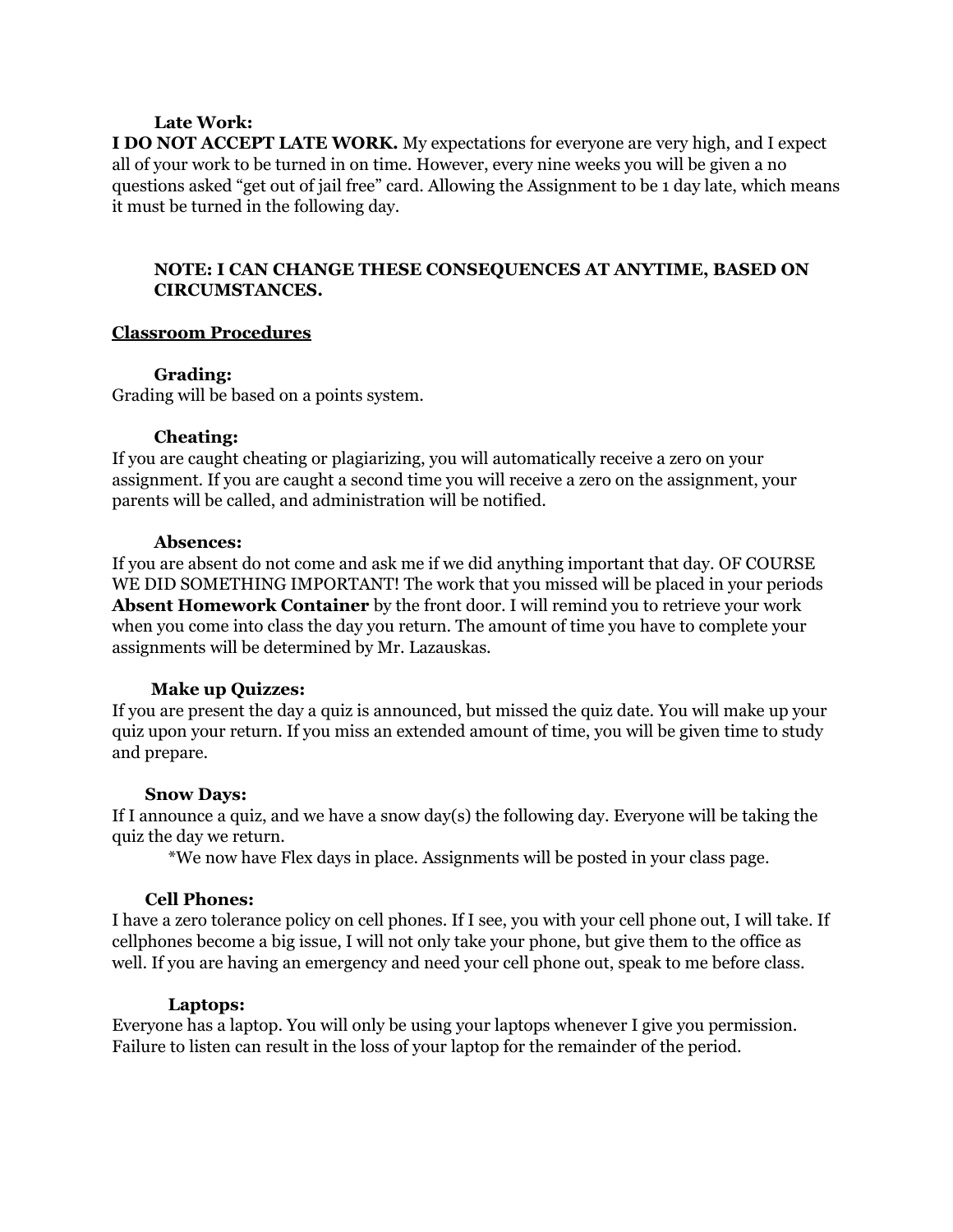**Late Work:**

**I DO NOT ACCEPT LATE WORK.** My expectations for everyone are very high, and I expect all of your work to be turned in on time. However, every nine weeks you will be given a no questions asked “get out of jail free” card. Allowing the Assignment to be 1 day late, which means it must be turned in the following day.

**NOTE: I CAN CHANGE THESE CONSEQUENCES AT ANYTIME, BASED ON CIRCUMSTANCES.**

## **Classroom Procedures**

**Grading:**

Grading will be based on a points system.

**Cheating:**

If you are caught cheating or plagiarizing, you will automatically receive a zero on your assignment. If you are caught a second time you will receive a zero on the assignment, your parents will be called, and administration will be notified.

**Absences:**

If you are absent do not come and ask me if we did anything important that day. OF COURSE WE DID SOMETHING IMPORTANT! The work that you missed will be placed in your periods **Absent Homework Container** by the front door. I will remind you to retrieve your work when you come into class the day you return. The amount of time you have to complete your assignments will be determined by Mr. Lazauskas.

**Make up Quizzes:**

If you are present the day a quiz is announced, but missed the quiz date. You will make up your quiz upon your return. If you miss an extended amount of time, you will be given time to study and prepare.

**Snow Days:**

If I announce a quiz, and we have a snow day(s) the following day. Everyone will be taking the quiz the day we return.

*We now have Flex days in place. Assignments will be posted in your class page.

**Cell Phones:**

I have a zero tolerance policy on cell phones. If I see, you with your cell phone out, I will take. If cellphones become a big issue, I will not only take your phone, but give them to the office as well. If you are having an emergency and need your cell phone out, speak to me before class.

**Laptops:**

Everyone has a laptop. You will only be using your laptops whenever I give you permission. Failure to listen can result in the loss of your laptop for the remainder of the period.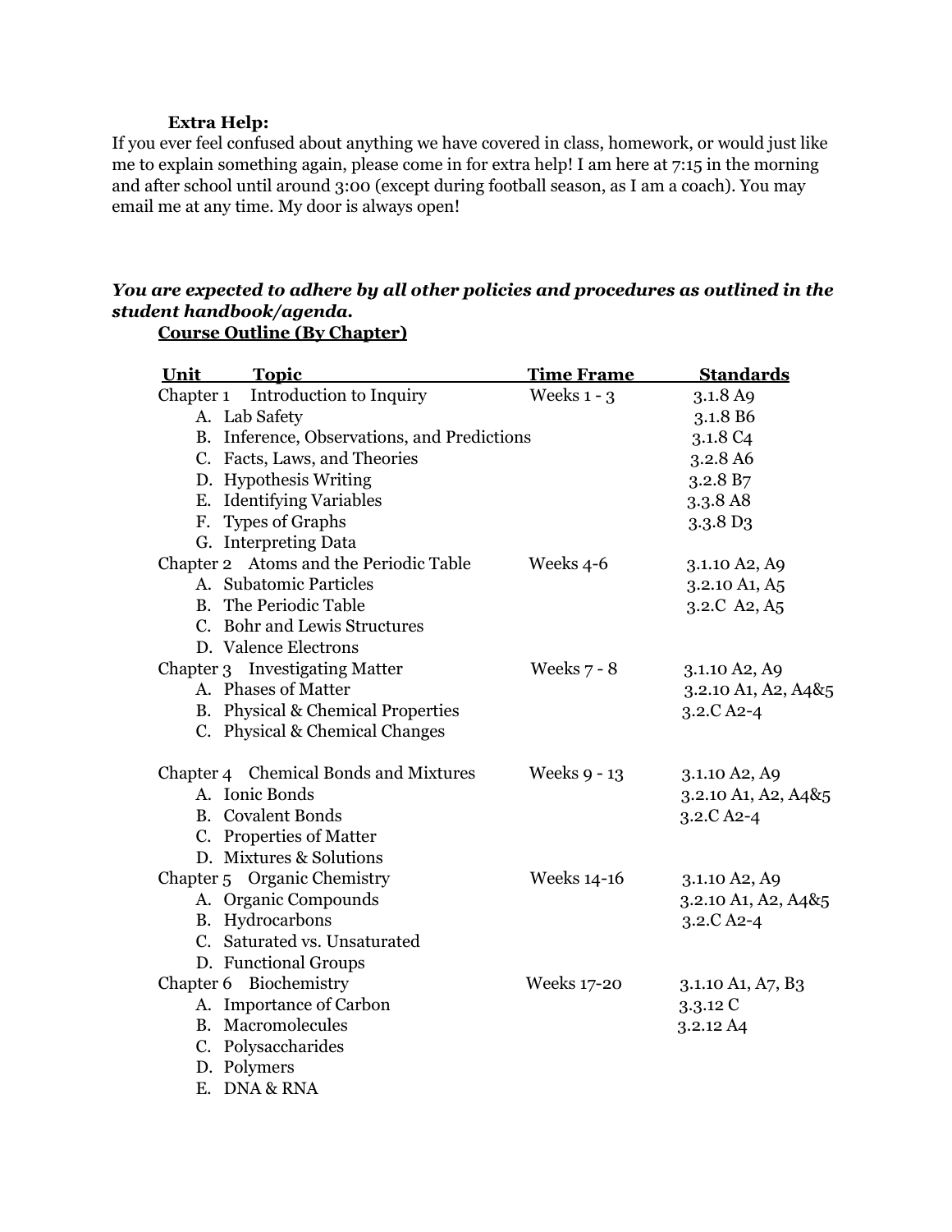**Extra Help:**

If you ever feel confused about anything we have covered in class, homework, or would just like me to explain something again, please come in for extra help! I am here at 7:15 in the morning and after school until around 3:00 (except during football season, as I am a coach). You may email me at any time. My door is always open!

***You are expected to adhere by all other policies and procedures as outlined in the student handbook/agenda.***

**Course Outline (By Chapter)**

| Unit | Topic | Time Frame | Standards |
|---|---|---|---|
| Chapter 1 | Introduction to Inquiry | Weeks 1 - 3 | 3.1.8 A9 |
| | A. Lab Safety | | 3.1.8 B6 |
| | B. Inference, Observations, and Predictions | | 3.1.8 C4 |
| | C. Facts, Laws, and Theories | | 3.2.8 A6 |
| | D. Hypothesis Writing | | 3.2.8 B7 |
| | E. Identifying Variables | | 3.3.8 A8 |
| | F. Types of Graphs | | 3.3.8 D3 |
| | G. Interpreting Data | | |
| Chapter 2 | Atoms and the Periodic Table | Weeks 4-6 | 3.1.10 A2, A9 |
| | A. Subatomic Particles | | 3.2.10 A1, A5 |
| | B. The Periodic Table | | 3.2.C A2, A5 |
| | C. Bohr and Lewis Structures | | |
| | D. Valence Electrons | | |
| Chapter 3 | Investigating Matter | Weeks 7 - 8 | 3.1.10 A2, A9 |
| | A. Phases of Matter | | 3.2.10 A1, A2, A4&5 |
| | B. Physical & Chemical Properties | | 3.2.C A2-4 |
| | C. Physical & Chemical Changes | | |
| Chapter 4 | Chemical Bonds and Mixtures | Weeks 9 - 13 | 3.1.10 A2, A9 |
| | A. Ionic Bonds | | 3.2.10 A1, A2, A4&5 |
| | B. Covalent Bonds | | 3.2.C A2-4 |
| | C. Properties of Matter | | |
| | D. Mixtures & Solutions | | |
| Chapter 5 | Organic Chemistry | Weeks 14-16 | 3.1.10 A2, A9 |
| | A. Organic Compounds | | 3.2.10 A1, A2, A4&5 |
| | B. Hydrocarbons | | 3.2.C A2-4 |
| | C. Saturated vs. Unsaturated | | |
| | D. Functional Groups | | |
| Chapter 6 | Biochemistry | Weeks 17-20 | 3.1.10 A1, A7, B3 |
| | A. Importance of Carbon | | 3.3.12 C |
| | B. Macromolecules | | 3.2.12 A4 |
| | C. Polysaccharides | | |
| | D. Polymers | | |
| | E. DNA & RNA | | |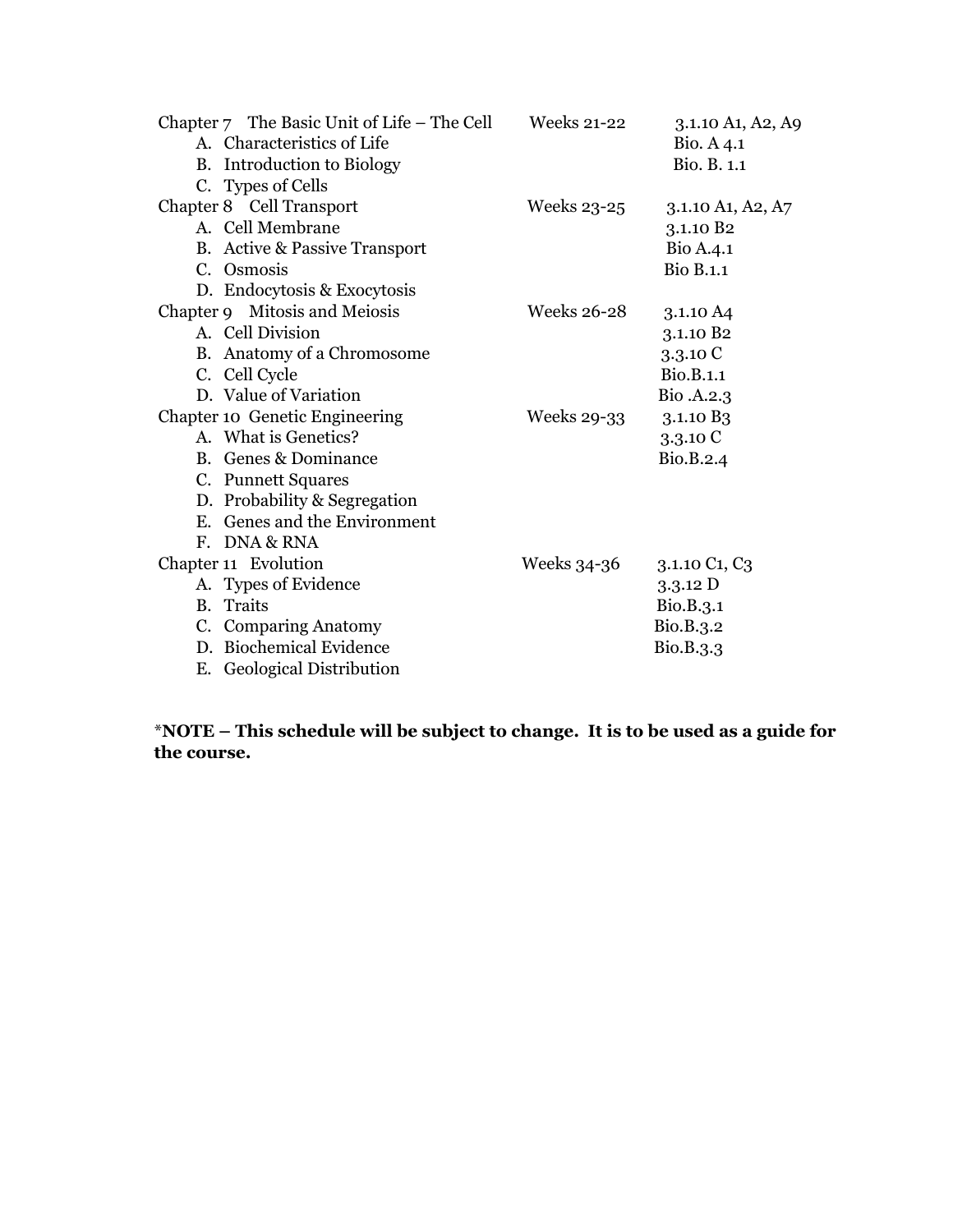| | | |
|---|---|---|
| Chapter 7 The Basic Unit of Life – The Cell | Weeks 21-22 | 3.1.10 A1, A2, A9 |
| A. Characteristics of Life | | Bio. A 4.1 |
| B. Introduction to Biology | | Bio. B. 1.1 |
| C. Types of Cells | | |
| Chapter 8 Cell Transport | Weeks 23-25 | 3.1.10 A1, A2, A7 |
| A. Cell Membrane | | 3.1.10 B2 |
| B. Active & Passive Transport | | Bio A.4.1 |
| C. Osmosis | | Bio B.1.1 |
| D. Endocytosis & Exocytosis | | |
| Chapter 9 Mitosis and Meiosis | Weeks 26-28 | 3.1.10 A4 |
| A. Cell Division | | 3.1.10 B2 |
| B. Anatomy of a Chromosome | | 3.3.10 C |
| C. Cell Cycle | | Bio.B.1.1 |
| D. Value of Variation | | Bio .A.2.3 |
| Chapter 10 Genetic Engineering | Weeks 29-33 | 3.1.10 B3 |
| A. What is Genetics? | | 3.3.10 C |
| B. Genes & Dominance | | Bio.B.2.4 |
| C. Punnett Squares | | |
| D. Probability & Segregation | | |
| E. Genes and the Environment | | |
| F. DNA & RNA | | |
| Chapter 11 Evolution | Weeks 34-36 | 3.1.10 C1, C3 |
| A. Types of Evidence | | 3.3.12 D |
| B. Traits | | Bio.B.3.1 |
| C. Comparing Anatomy | | Bio.B.3.2 |
| D. Biochemical Evidence | | Bio.B.3.3 |
| E. Geological Distribution | | |

***NOTE – This schedule will be subject to change. It is to be used as a guide for the course.**